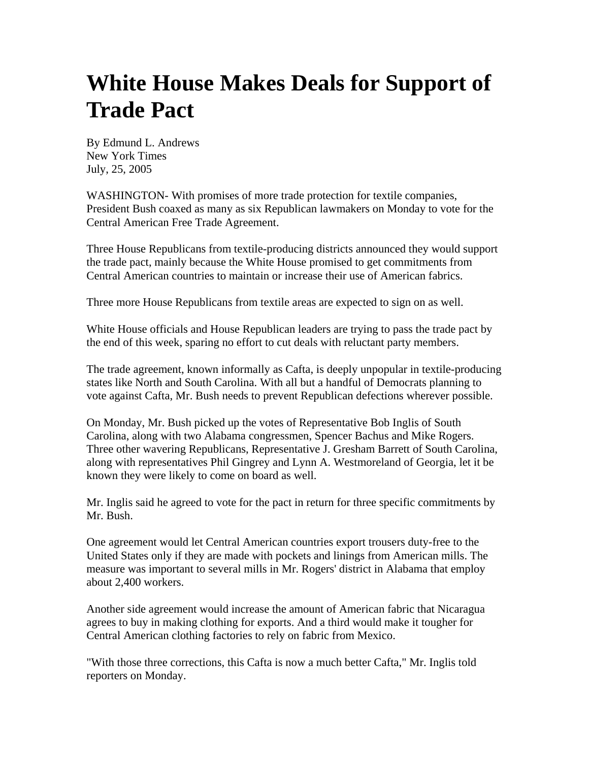# White House Makes Deals for Support of Trade Pact

By Edmund L. Andrews
New York Times
July, 25, 2005

WASHINGTON- With promises of more trade protection for textile companies, President Bush coaxed as many as six Republican lawmakers on Monday to vote for the Central American Free Trade Agreement.

Three House Republicans from textile-producing districts announced they would support the trade pact, mainly because the White House promised to get commitments from Central American countries to maintain or increase their use of American fabrics.

Three more House Republicans from textile areas are expected to sign on as well.

White House officials and House Republican leaders are trying to pass the trade pact by the end of this week, sparing no effort to cut deals with reluctant party members.

The trade agreement, known informally as Cafta, is deeply unpopular in textile-producing states like North and South Carolina. With all but a handful of Democrats planning to vote against Cafta, Mr. Bush needs to prevent Republican defections wherever possible.

On Monday, Mr. Bush picked up the votes of Representative Bob Inglis of South Carolina, along with two Alabama congressmen, Spencer Bachus and Mike Rogers. Three other wavering Republicans, Representative J. Gresham Barrett of South Carolina, along with representatives Phil Gingrey and Lynn A. Westmoreland of Georgia, let it be known they were likely to come on board as well.

Mr. Inglis said he agreed to vote for the pact in return for three specific commitments by Mr. Bush.

One agreement would let Central American countries export trousers duty-free to the United States only if they are made with pockets and linings from American mills. The measure was important to several mills in Mr. Rogers' district in Alabama that employ about 2,400 workers.

Another side agreement would increase the amount of American fabric that Nicaragua agrees to buy in making clothing for exports. And a third would make it tougher for Central American clothing factories to rely on fabric from Mexico.

"With those three corrections, this Cafta is now a much better Cafta," Mr. Inglis told reporters on Monday.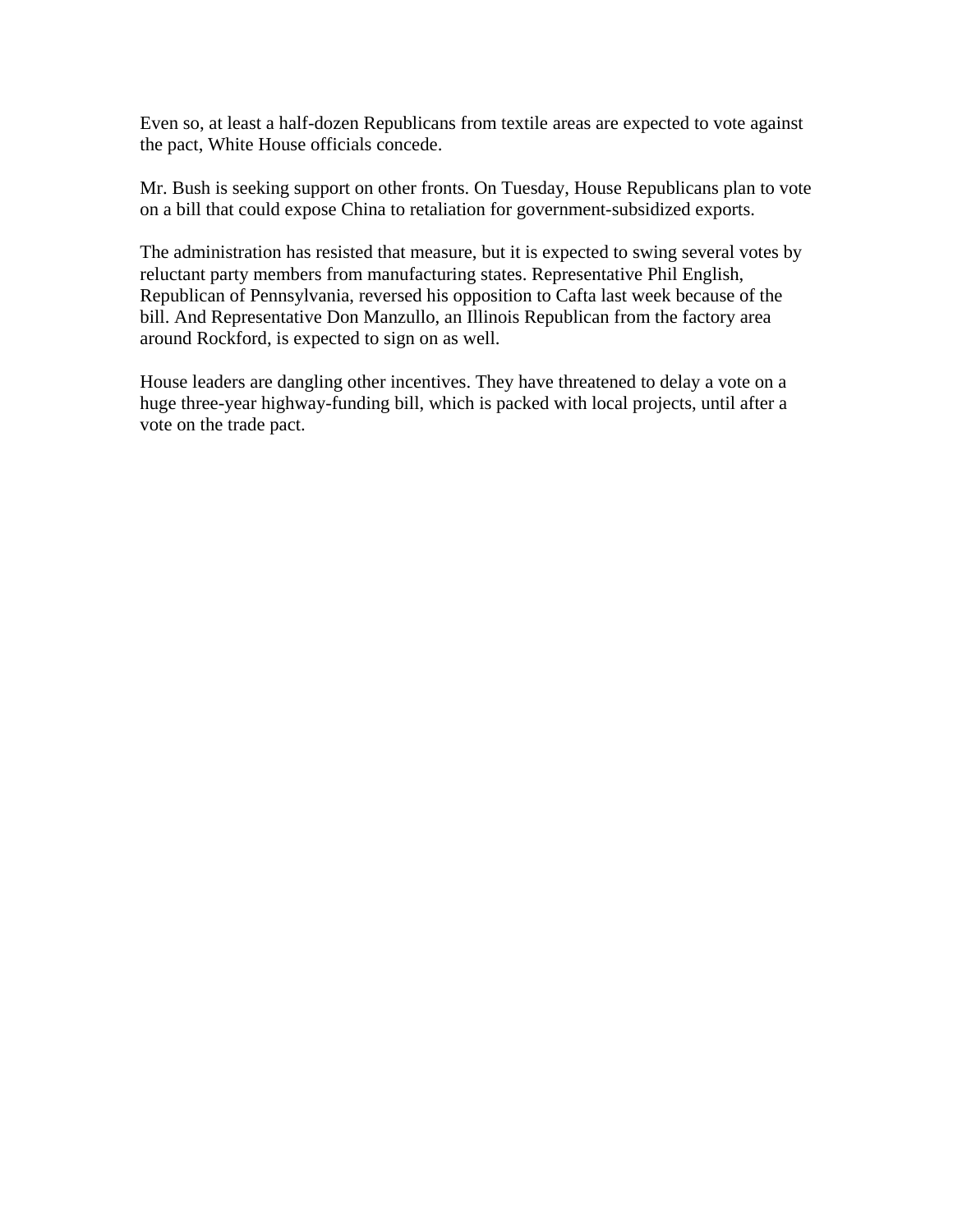Even so, at least a half-dozen Republicans from textile areas are expected to vote against the pact, White House officials concede.

Mr. Bush is seeking support on other fronts. On Tuesday, House Republicans plan to vote on a bill that could expose China to retaliation for government-subsidized exports.

The administration has resisted that measure, but it is expected to swing several votes by reluctant party members from manufacturing states. Representative Phil English, Republican of Pennsylvania, reversed his opposition to Cafta last week because of the bill. And Representative Don Manzullo, an Illinois Republican from the factory area around Rockford, is expected to sign on as well.

House leaders are dangling other incentives. They have threatened to delay a vote on a huge three-year highway-funding bill, which is packed with local projects, until after a vote on the trade pact.